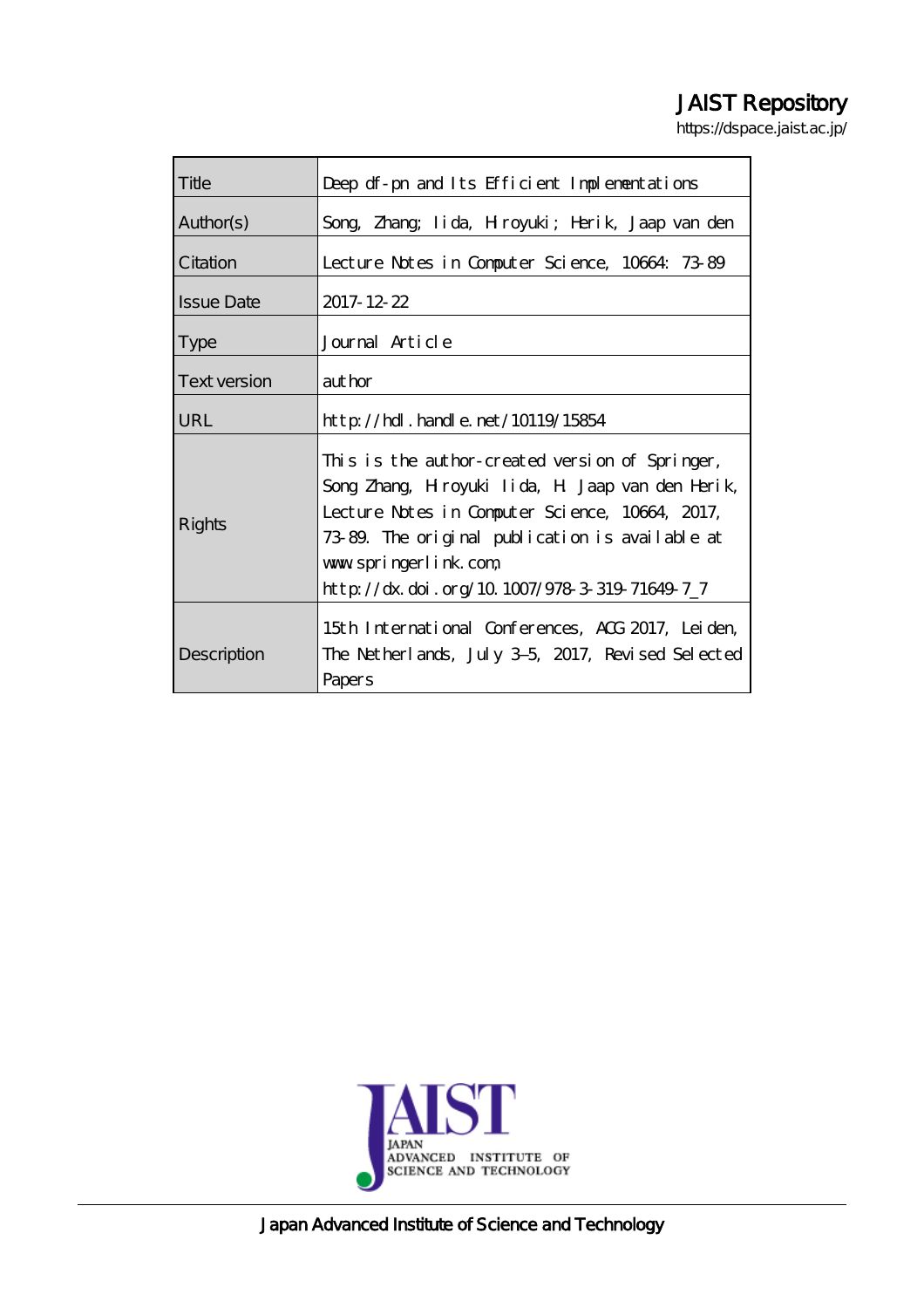# JAIST Repository

https://dspace.jaist.ac.jp/

| | |
|---|---|
| Title | Deep df-pn and Its Efficient Implementations |
| Author(s) | Song, Zhang; Iida, Hiroyuki; Herik, Jaap van den |
| Citation | Lecture Notes in Computer Science, 10664: 73-89 |
| Issue Date | 2017-12-22 |
| Type | Journal Article |
| Text version | author |
| URL | http://hdl.handle.net/10119/15854 |
| Rights | This is the author-created version of Springer, Song Zhang, Hiroyuki Iida, H. Jaap van den Herik, Lecture Notes in Computer Science, 10664, 2017, 73-89. The original publication is available at www.springerlink.com, http://dx.doi.org/10.1007/978-3-319-71649-7_7 |
| Description | 15th International Conferences, ACG 2017, Leiden, The Netherlands, July 3–5, 2017, Revised Selected Papers |

JAIST
JAPAN ADVANCED INSTITUTE OF SCIENCE AND TECHNOLOGY

Japan Advanced Institute of Science and Technology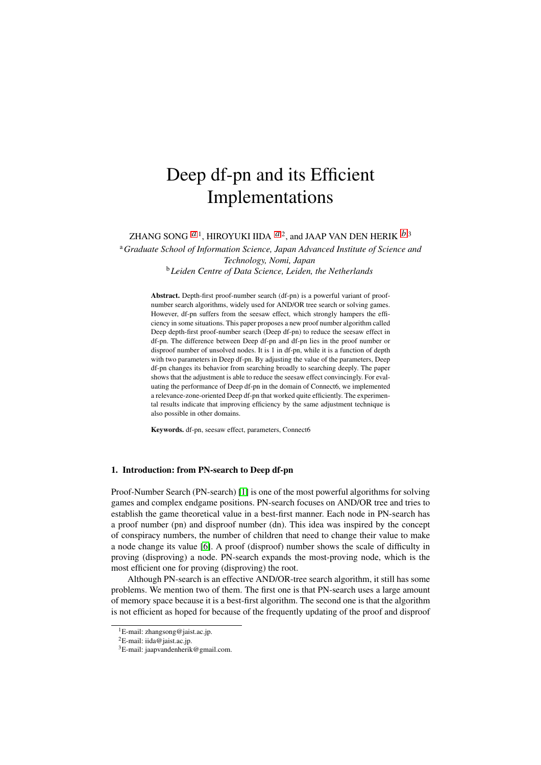# Deep df-pn and its Efficient Implementations

ZHANG SONG [a,1], HIROYUKI IIDA [a,2], and JAAP VAN DEN HERIK [b,3]

[a] *Graduate School of Information Science, Japan Advanced Institute of Science and Technology, Nomi, Japan*
[b] *Leiden Centre of Data Science, Leiden, the Netherlands*

**Abstract.** Depth-first proof-number search (df-pn) is a powerful variant of proof-number search algorithms, widely used for AND/OR tree search or solving games. However, df-pn suffers from the seesaw effect, which strongly hampers the efficiency in some situations. This paper proposes a new proof number algorithm called Deep depth-first proof-number search (Deep df-pn) to reduce the seesaw effect in df-pn. The difference between Deep df-pn and df-pn lies in the proof number or disproof number of unsolved nodes. It is 1 in df-pn, while it is a function of depth with two parameters in Deep df-pn. By adjusting the value of the parameters, Deep df-pn changes its behavior from searching broadly to searching deeply. The paper shows that the adjustment is able to reduce the seesaw effect convincingly. For evaluating the performance of Deep df-pn in the domain of Connect6, we implemented a relevance-zone-oriented Deep df-pn that worked quite efficiently. The experimental results indicate that improving efficiency by the same adjustment technique is also possible in other domains.

**Keywords.** df-pn, seesaw effect, parameters, Connect6

## 1. Introduction: from PN-search to Deep df-pn

Proof-Number Search (PN-search) [1] is one of the most powerful algorithms for solving games and complex endgame positions. PN-search focuses on AND/OR tree and tries to establish the game theoretical value in a best-first manner. Each node in PN-search has a proof number (pn) and disproof number (dn). This idea was inspired by the concept of conspiracy numbers, the number of children that need to change their value to make a node change its value [6]. A proof (disproof) number shows the scale of difficulty in proving (disproving) a node. PN-search expands the most-proving node, which is the most efficient one for proving (disproving) the root.

Although PN-search is an effective AND/OR-tree search algorithm, it still has some problems. We mention two of them. The first one is that PN-search uses a large amount of memory space because it is a best-first algorithm. The second one is that the algorithm is not efficient as hoped for because of the frequently updating of the proof and disproof

[1] E-mail: zhangsong@jaist.ac.jp.

[2] E-mail: iida@jaist.ac.jp.

[3] E-mail: jaapvandenherik@gmail.com.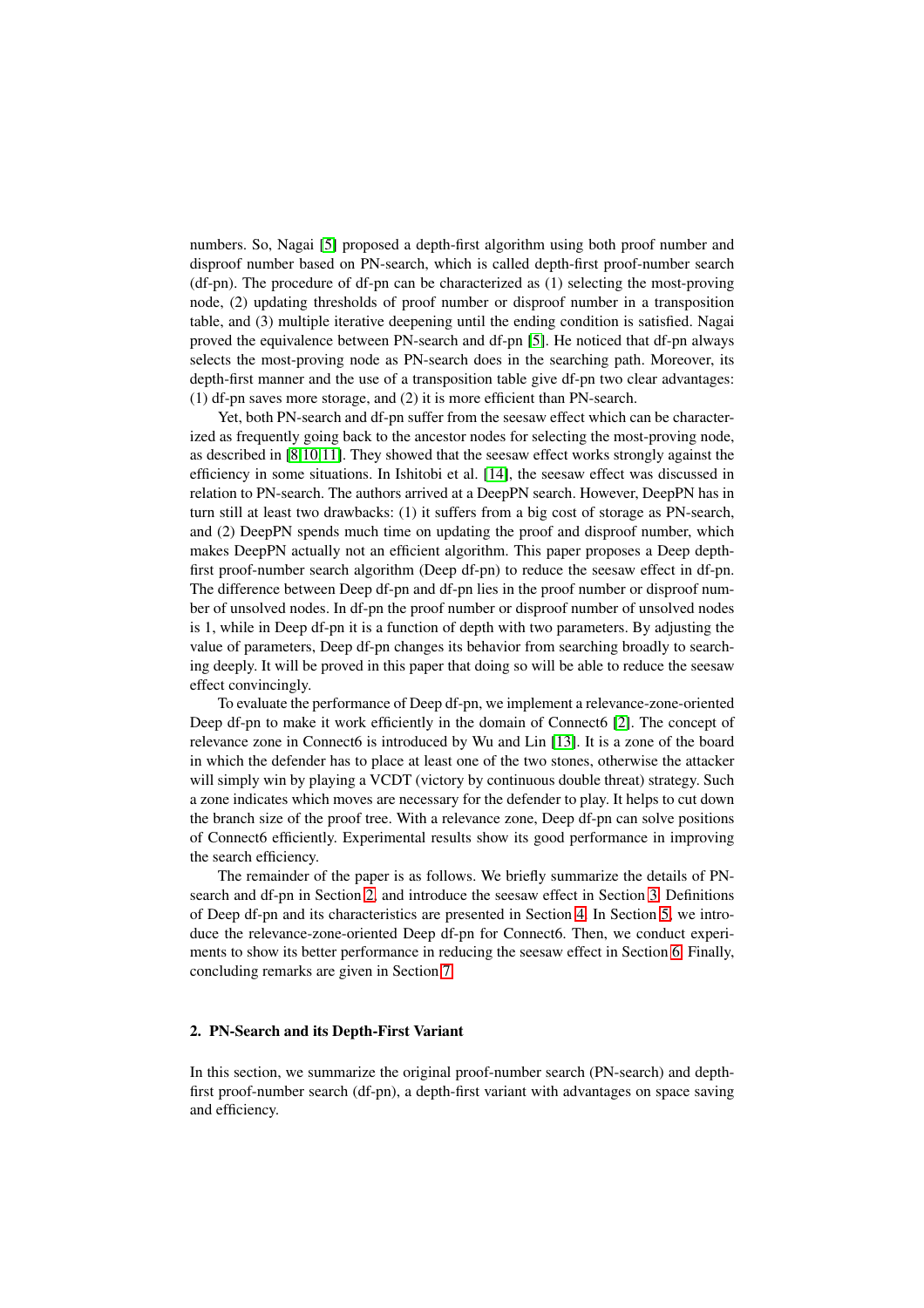numbers. So, Nagai [5] proposed a depth-first algorithm using both proof number and disproof number based on PN-search, which is called depth-first proof-number search (df-pn). The procedure of df-pn can be characterized as (1) selecting the most-proving node, (2) updating thresholds of proof number or disproof number in a transposition table, and (3) multiple iterative deepening until the ending condition is satisfied. Nagai proved the equivalence between PN-search and df-pn [5]. He noticed that df-pn always selects the most-proving node as PN-search does in the searching path. Moreover, its depth-first manner and the use of a transposition table give df-pn two clear advantages: (1) df-pn saves more storage, and (2) it is more efficient than PN-search.

Yet, both PN-search and df-pn suffer from the seesaw effect which can be characterized as frequently going back to the ancestor nodes for selecting the most-proving node, as described in [8,10,11]. They showed that the seesaw effect works strongly against the efficiency in some situations. In Ishitobi et al. [14], the seesaw effect was discussed in relation to PN-search. The authors arrived at a DeepPN search. However, DeepPN has in turn still at least two drawbacks: (1) it suffers from a big cost of storage as PN-search, and (2) DeepPN spends much time on updating the proof and disproof number, which makes DeepPN actually not an efficient algorithm. This paper proposes a Deep depth-first proof-number search algorithm (Deep df-pn) to reduce the seesaw effect in df-pn. The difference between Deep df-pn and df-pn lies in the proof number or disproof number of unsolved nodes. In df-pn the proof number or disproof number of unsolved nodes is 1, while in Deep df-pn it is a function of depth with two parameters. By adjusting the value of parameters, Deep df-pn changes its behavior from searching broadly to searching deeply. It will be proved in this paper that doing so will be able to reduce the seesaw effect convincingly.

To evaluate the performance of Deep df-pn, we implement a relevance-zone-oriented Deep df-pn to make it work efficiently in the domain of Connect6 [2]. The concept of relevance zone in Connect6 is introduced by Wu and Lin [13]. It is a zone of the board in which the defender has to place at least one of the two stones, otherwise the attacker will simply win by playing a VCDT (victory by continuous double threat) strategy. Such a zone indicates which moves are necessary for the defender to play. It helps to cut down the branch size of the proof tree. With a relevance zone, Deep df-pn can solve positions of Connect6 efficiently. Experimental results show its good performance in improving the search efficiency.

The remainder of the paper is as follows. We briefly summarize the details of PN-search and df-pn in Section 2, and introduce the seesaw effect in Section 3. Definitions of Deep df-pn and its characteristics are presented in Section 4. In Section 5, we introduce the relevance-zone-oriented Deep df-pn for Connect6. Then, we conduct experiments to show its better performance in reducing the seesaw effect in Section 6. Finally, concluding remarks are given in Section 7.

## 2. PN-Search and its Depth-First Variant

In this section, we summarize the original proof-number search (PN-search) and depth-first proof-number search (df-pn), a depth-first variant with advantages on space saving and efficiency.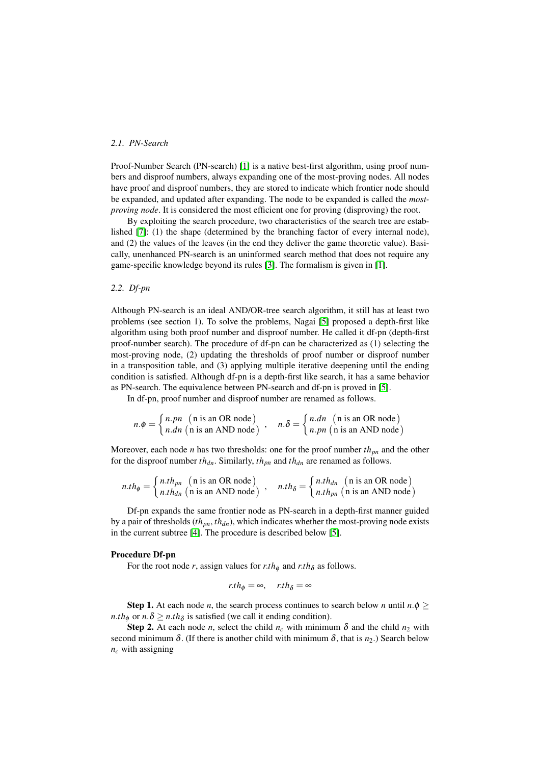### 2.1. PN-Search

Proof-Number Search (PN-search) [1] is a native best-first algorithm, using proof numbers and disproof numbers, always expanding one of the most-proving nodes. All nodes have proof and disproof numbers, they are stored to indicate which frontier node should be expanded, and updated after expanding. The node to be expanded is called the *most-proving node*. It is considered the most efficient one for proving (disproving) the root.

By exploiting the search procedure, two characteristics of the search tree are established [7]: (1) the shape (determined by the branching factor of every internal node), and (2) the values of the leaves (in the end they deliver the game theoretic value). Basically, unenhanced PN-search is an uninformed search method that does not require any game-specific knowledge beyond its rules [3]. The formalism is given in [1].

### 2.2. Df-pn

Although PN-search is an ideal AND/OR-tree search algorithm, it still has at least two problems (see section 1). To solve the problems, Nagai [5] proposed a depth-first like algorithm using both proof number and disproof number. He called it df-pn (depth-first proof-number search). The procedure of df-pn can be characterized as (1) selecting the most-proving node, (2) updating the thresholds of proof number or disproof number in a transposition table, and (3) applying multiple iterative deepening until the ending condition is satisfied. Although df-pn is a depth-first like search, it has a same behavior as PN-search. The equivalence between PN-search and df-pn is proved in [5].

In df-pn, proof number and disproof number are renamed as follows.

$$n.\phi = \begin{cases} n.pn & (\text{n is an OR node}) \\ n.dn & (\text{n is an AND node}) \end{cases}, \quad n.\delta = \begin{cases} n.dn & (\text{n is an OR node}) \\ n.pn & (\text{n is an AND node}) \end{cases}$$

Moreover, each node $n$ has two thresholds: one for the proof number $th_{pn}$ and the other for the disproof number $th_{dn}$. Similarly, $th_{pn}$ and $th_{dn}$ are renamed as follows.

$$n.th_{\phi} = \begin{cases} n.th_{pn} & (\text{n is an OR node}) \\ n.th_{dn} & (\text{n is an AND node}) \end{cases}, \quad n.th_{\delta} = \begin{cases} n.th_{dn} & (\text{n is an OR node}) \\ n.th_{pn} & (\text{n is an AND node}) \end{cases}$$

Df-pn expands the same frontier node as PN-search in a depth-first manner guided by a pair of thresholds $(th_{pn}, th_{dn})$, which indicates whether the most-proving node exists in the current subtree [4]. The procedure is described below [5].

**Procedure Df-pn**

For the root node $r$, assign values for $r.th_{\phi}$ and $r.th_{\delta}$ as follows.

$$r.th_{\phi} = \infty, \quad r.th_{\delta} = \infty$$

**Step 1.** At each node $n$, the search process continues to search below $n$ until $n.\phi \geq n.th_{\phi}$ or $n.\delta \geq n.th_{\delta}$ is satisfied (we call it ending condition).

**Step 2.** At each node $n$, select the child $n_c$ with minimum $\delta$ and the child $n_2$ with second minimum $\delta$. (If there is another child with minimum $\delta$, that is $n_2$.) Search below $n_c$ with assigning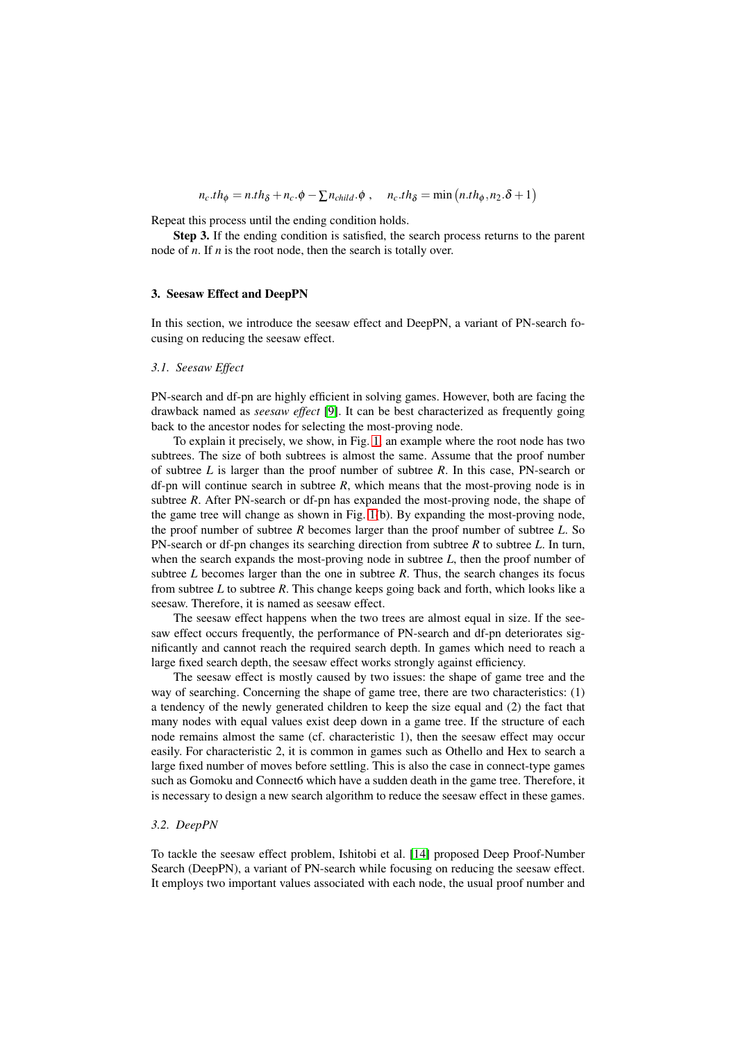$$n_c.th_\phi = n.th_\delta + n_c.\phi - \sum n_{child}.\phi \ , \quad n_c.th_\delta = \min\left(n.th_\phi, n_2.\delta + 1\right)$$

Repeat this process until the ending condition holds.

**Step 3.** If the ending condition is satisfied, the search process returns to the parent node of $n$. If $n$ is the root node, then the search is totally over.

## 3. Seesaw Effect and DeepPN

In this section, we introduce the seesaw effect and DeepPN, a variant of PN-search focusing on reducing the seesaw effect.

### 3.1. Seesaw Effect

PN-search and df-pn are highly efficient in solving games. However, both are facing the drawback named as *seesaw effect* [9]. It can be best characterized as frequently going back to the ancestor nodes for selecting the most-proving node.

To explain it precisely, we show, in Fig. 1, an example where the root node has two subtrees. The size of both subtrees is almost the same. Assume that the proof number of subtree $L$ is larger than the proof number of subtree $R$. In this case, PN-search or df-pn will continue search in subtree $R$, which means that the most-proving node is in subtree $R$. After PN-search or df-pn has expanded the most-proving node, the shape of the game tree will change as shown in Fig. 1(b). By expanding the most-proving node, the proof number of subtree $R$ becomes larger than the proof number of subtree $L$. So PN-search or df-pn changes its searching direction from subtree $R$ to subtree $L$. In turn, when the search expands the most-proving node in subtree $L$, then the proof number of subtree $L$ becomes larger than the one in subtree $R$. Thus, the search changes its focus from subtree $L$ to subtree $R$. This change keeps going back and forth, which looks like a seesaw. Therefore, it is named as seesaw effect.

The seesaw effect happens when the two trees are almost equal in size. If the seesaw effect occurs frequently, the performance of PN-search and df-pn deteriorates significantly and cannot reach the required search depth. In games which need to reach a large fixed search depth, the seesaw effect works strongly against efficiency.

The seesaw effect is mostly caused by two issues: the shape of game tree and the way of searching. Concerning the shape of game tree, there are two characteristics: (1) a tendency of the newly generated children to keep the size equal and (2) the fact that many nodes with equal values exist deep down in a game tree. If the structure of each node remains almost the same (cf. characteristic 1), then the seesaw effect may occur easily. For characteristic 2, it is common in games such as Othello and Hex to search a large fixed number of moves before settling. This is also the case in connect-type games such as Gomoku and Connect6 which have a sudden death in the game tree. Therefore, it is necessary to design a new search algorithm to reduce the seesaw effect in these games.

### 3.2. DeepPN

To tackle the seesaw effect problem, Ishitobi et al. [14] proposed Deep Proof-Number Search (DeepPN), a variant of PN-search while focusing on reducing the seesaw effect. It employs two important values associated with each node, the usual proof number and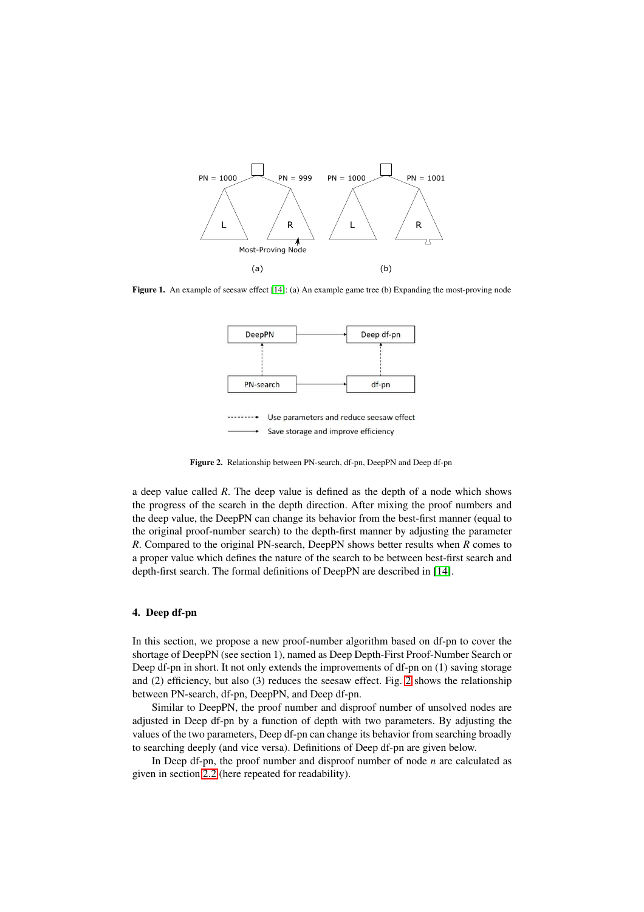**Figure 1.** An example of seesaw effect [14]: (a) An example game tree (b) Expanding the most-proving node

**Figure 2.** Relationship between PN-search, df-pn, DeepPN and Deep df-pn

a deep value called $R$. The deep value is defined as the depth of a node which shows the progress of the search in the depth direction. After mixing the proof numbers and the deep value, the DeepPN can change its behavior from the best-first manner (equal to the original proof-number search) to the depth-first manner by adjusting the parameter $R$. Compared to the original PN-search, DeepPN shows better results when $R$ comes to a proper value which defines the nature of the search to be between best-first search and depth-first search. The formal definitions of DeepPN are described in [14].

## 4. Deep df-pn

In this section, we propose a new proof-number algorithm based on df-pn to cover the shortage of DeepPN (see section 1), named as Deep Depth-First Proof-Number Search or Deep df-pn in short. It not only extends the improvements of df-pn on (1) saving storage and (2) efficiency, but also (3) reduces the seesaw effect. Fig. 2 shows the relationship between PN-search, df-pn, DeepPN, and Deep df-pn.

Similar to DeepPN, the proof number and disproof number of unsolved nodes are adjusted in Deep df-pn by a function of depth with two parameters. By adjusting the values of the two parameters, Deep df-pn can change its behavior from searching broadly to searching deeply (and vice versa). Definitions of Deep df-pn are given below.

In Deep df-pn, the proof number and disproof number of node $n$ are calculated as given in section 2.2 (here repeated for readability).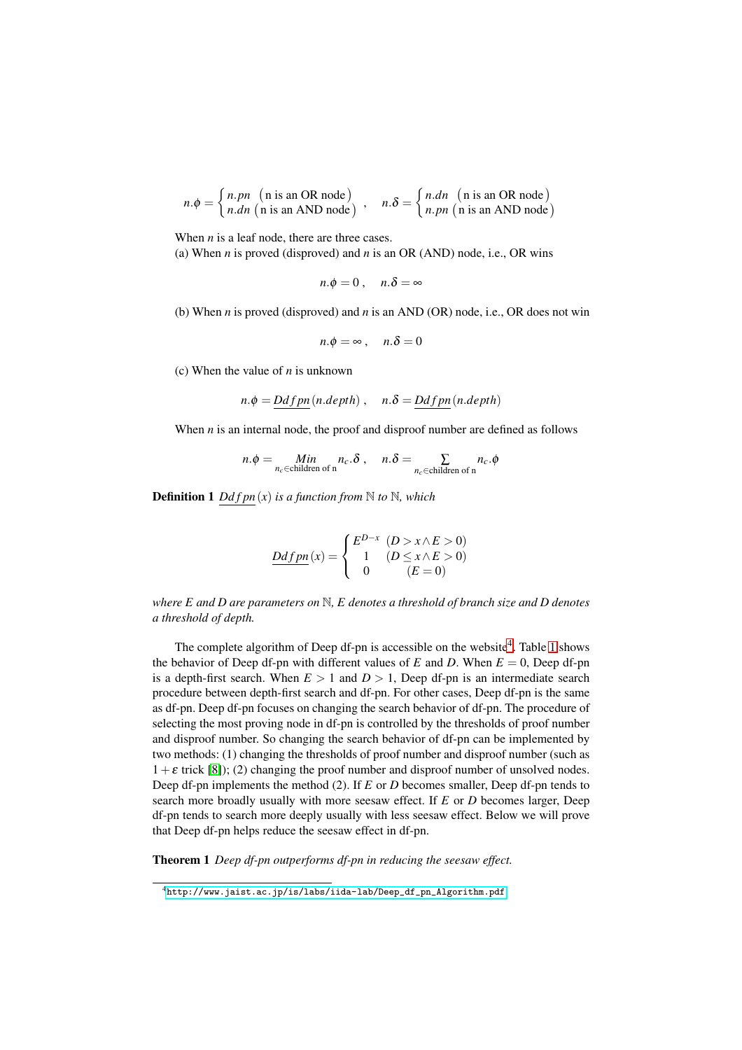$$n.\phi = \begin{cases} n.pn & (\text{n is an OR node}) \\ n.dn & (\text{n is an AND node}) \end{cases}, \quad n.\delta = \begin{cases} n.dn & (\text{n is an OR node}) \\ n.pn & (\text{n is an AND node}) \end{cases}$$

When $n$ is a leaf node, there are three cases.
(a) When $n$ is proved (disproved) and $n$ is an OR (AND) node, i.e., OR wins

$$n.\phi = 0, \quad n.\delta = \infty$$

(b) When $n$ is proved (disproved) and $n$ is an AND (OR) node, i.e., OR does not win

$$n.\phi = \infty, \quad n.\delta = 0$$

(c) When the value of $n$ is unknown

$$n.\phi = \underline{Ddfpn}(n.depth), \quad n.\delta = \underline{Ddfpn}(n.depth)$$

When $n$ is an internal node, the proof and disproof number are defined as follows

$$n.\phi = \underset{n_c \in \text{children of n}}{Min} n_c.\delta, \quad n.\delta = \sum_{n_c \in \text{children of n}} n_c.\phi$$

**Definition 1** *$\underline{Ddfpn}(x)$ is a function from $\mathbb{N}$ to $\mathbb{N}$, which*

$$\underline{Ddfpn}(x) = \begin{cases} E^{D-x} & (D > x \wedge E > 0) \\ 1 & (D \leq x \wedge E > 0) \\ 0 & (E = 0) \end{cases}$$

*where $E$ and $D$ are parameters on $\mathbb{N}$, $E$ denotes a threshold of branch size and $D$ denotes a threshold of depth.*

The complete algorithm of Deep df-pn is accessible on the website[4]. Table 1 shows the behavior of Deep df-pn with different values of $E$ and $D$. When $E = 0$, Deep df-pn is a depth-first search. When $E > 1$ and $D > 1$, Deep df-pn is an intermediate search procedure between depth-first search and df-pn. For other cases, Deep df-pn is the same as df-pn. Deep df-pn focuses on changing the search behavior of df-pn. The procedure of selecting the most proving node in df-pn is controlled by the thresholds of proof number and disproof number. So changing the search behavior of df-pn can be implemented by two methods: (1) changing the thresholds of proof number and disproof number (such as $1+\varepsilon$ trick [8]); (2) changing the proof number and disproof number of unsolved nodes. Deep df-pn implements the method (2). If $E$ or $D$ becomes smaller, Deep df-pn tends to search more broadly usually with more seesaw effect. If $E$ or $D$ becomes larger, Deep df-pn tends to search more deeply usually with less seesaw effect. Below we will prove that Deep df-pn helps reduce the seesaw effect in df-pn.

**Theorem 1** *Deep df-pn outperforms df-pn in reducing the seesaw effect.*

[4] http://www.jaist.ac.jp/is/labs/iida-lab/Deep_df_pn_Algorithm.pdf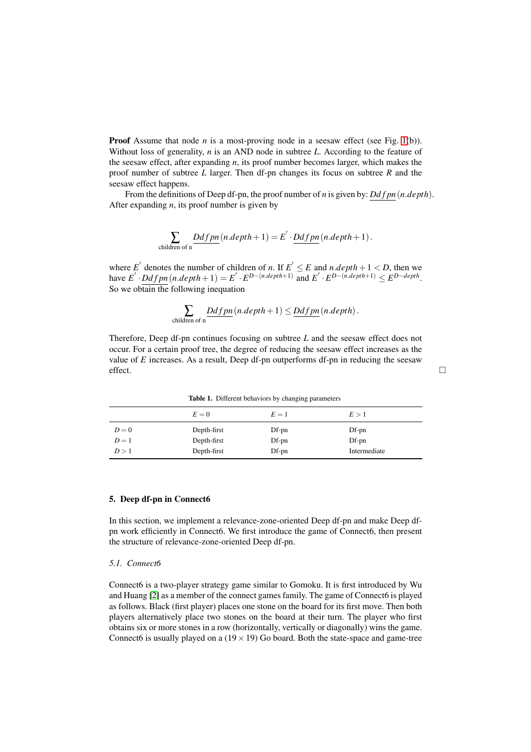**Proof** Assume that node $n$ is a most-proving node in a seesaw effect (see Fig. 1(b)). Without loss of generality, $n$ is an AND node in subtree $L$. According to the feature of the seesaw effect, after expanding $n$, its proof number becomes larger, which makes the proof number of subtree $L$ larger. Then df-pn changes its focus on subtree $R$ and the seesaw effect happens.

From the definitions of Deep df-pn, the proof number of $n$ is given by: $\underline{Ddfpn}(n.depth)$. After expanding $n$, its proof number is given by

$$\sum_{\text{children of n}} \underline{Ddfpn}(n.depth+1) = E' \cdot \underline{Ddfpn}(n.depth+1).$$

where $E'$ denotes the number of children of $n$. If $E' \leq E$ and $n.depth+1 < D$, then we have $E' \cdot \underline{Ddfpn}(n.depth+1) = E' \cdot E^{D-(n.depth+1)}$ and $E' \cdot E^{D-(n.depth+1)} \leq E^{D-depth}$. So we obtain the following inequation

$$\sum_{\text{children of n}} \underline{Ddfpn}(n.depth+1) \leq \underline{Ddfpn}(n.depth).$$

Therefore, Deep df-pn continues focusing on subtree $L$ and the seesaw effect does not occur. For a certain proof tree, the degree of reducing the seesaw effect increases as the value of $E$ increases. As a result, Deep df-pn outperforms df-pn in reducing the seesaw effect. □

**Table 1.** Different behaviors by changing parameters

| | $E = 0$ | $E = 1$ | $E > 1$ |
|---|---|---|---|
| $D = 0$ | Depth-first | Df-pn | Df-pn |
| $D = 1$ | Depth-first | Df-pn | Df-pn |
| $D > 1$ | Depth-first | Df-pn | Intermediate |

## 5. Deep df-pn in Connect6

In this section, we implement a relevance-zone-oriented Deep df-pn and make Deep df-pn work efficiently in Connect6. We first introduce the game of Connect6, then present the structure of relevance-zone-oriented Deep df-pn.

### 5.1. Connect6

Connect6 is a two-player strategy game similar to Gomoku. It is first introduced by Wu and Huang [2] as a member of the connect games family. The game of Connect6 is played as follows. Black (first player) places one stone on the board for its first move. Then both players alternatively place two stones on the board at their turn. The player who first obtains six or more stones in a row (horizontally, vertically or diagonally) wins the game. Connect6 is usually played on a $(19 \times 19)$ Go board. Both the state-space and game-tree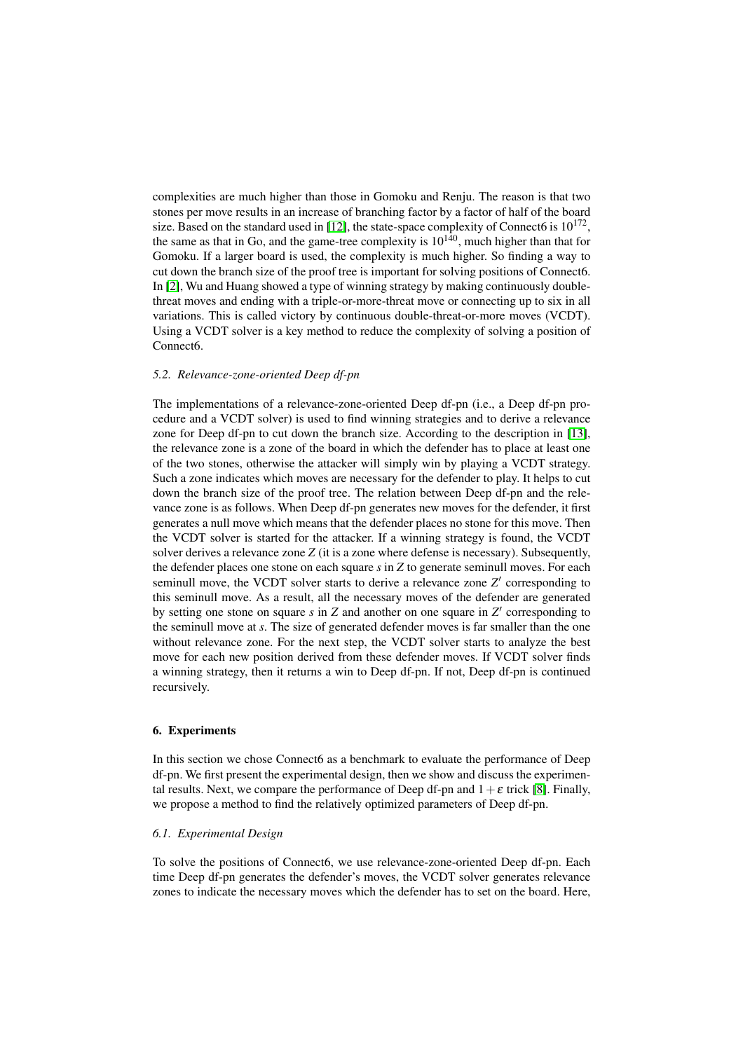complexities are much higher than those in Gomoku and Renju. The reason is that two stones per move results in an increase of branching factor by a factor of half of the board size. Based on the standard used in [12], the state-space complexity of Connect6 is $10^{172}$, the same as that in Go, and the game-tree complexity is $10^{140}$, much higher than that for Gomoku. If a larger board is used, the complexity is much higher. So finding a way to cut down the branch size of the proof tree is important for solving positions of Connect6. In [2], Wu and Huang showed a type of winning strategy by making continuously double-threat moves and ending with a triple-or-more-threat move or connecting up to six in all variations. This is called victory by continuous double-threat-or-more moves (VCDT). Using a VCDT solver is a key method to reduce the complexity of solving a position of Connect6.

### *5.2. Relevance-zone-oriented Deep df-pn*

The implementations of a relevance-zone-oriented Deep df-pn (i.e., a Deep df-pn procedure and a VCDT solver) is used to find winning strategies and to derive a relevance zone for Deep df-pn to cut down the branch size. According to the description in [13], the relevance zone is a zone of the board in which the defender has to place at least one of the two stones, otherwise the attacker will simply win by playing a VCDT strategy. Such a zone indicates which moves are necessary for the defender to play. It helps to cut down the branch size of the proof tree. The relation between Deep df-pn and the relevance zone is as follows. When Deep df-pn generates new moves for the defender, it first generates a null move which means that the defender places no stone for this move. Then the VCDT solver is started for the attacker. If a winning strategy is found, the VCDT solver derives a relevance zone $Z$ (it is a zone where defense is necessary). Subsequently, the defender places one stone on each square $s$ in $Z$ to generate seminull moves. For each seminull move, the VCDT solver starts to derive a relevance zone $Z'$ corresponding to this seminull move. As a result, all the necessary moves of the defender are generated by setting one stone on square $s$ in $Z$ and another on one square in $Z'$ corresponding to the seminull move at $s$. The size of generated defender moves is far smaller than the one without relevance zone. For the next step, the VCDT solver starts to analyze the best move for each new position derived from these defender moves. If VCDT solver finds a winning strategy, then it returns a win to Deep df-pn. If not, Deep df-pn is continued recursively.

## 6. Experiments

In this section we chose Connect6 as a benchmark to evaluate the performance of Deep df-pn. We first present the experimental design, then we show and discuss the experimental results. Next, we compare the performance of Deep df-pn and $1+\varepsilon$ trick [8]. Finally, we propose a method to find the relatively optimized parameters of Deep df-pn.

### *6.1. Experimental Design*

To solve the positions of Connect6, we use relevance-zone-oriented Deep df-pn. Each time Deep df-pn generates the defender's moves, the VCDT solver generates relevance zones to indicate the necessary moves which the defender has to set on the board. Here,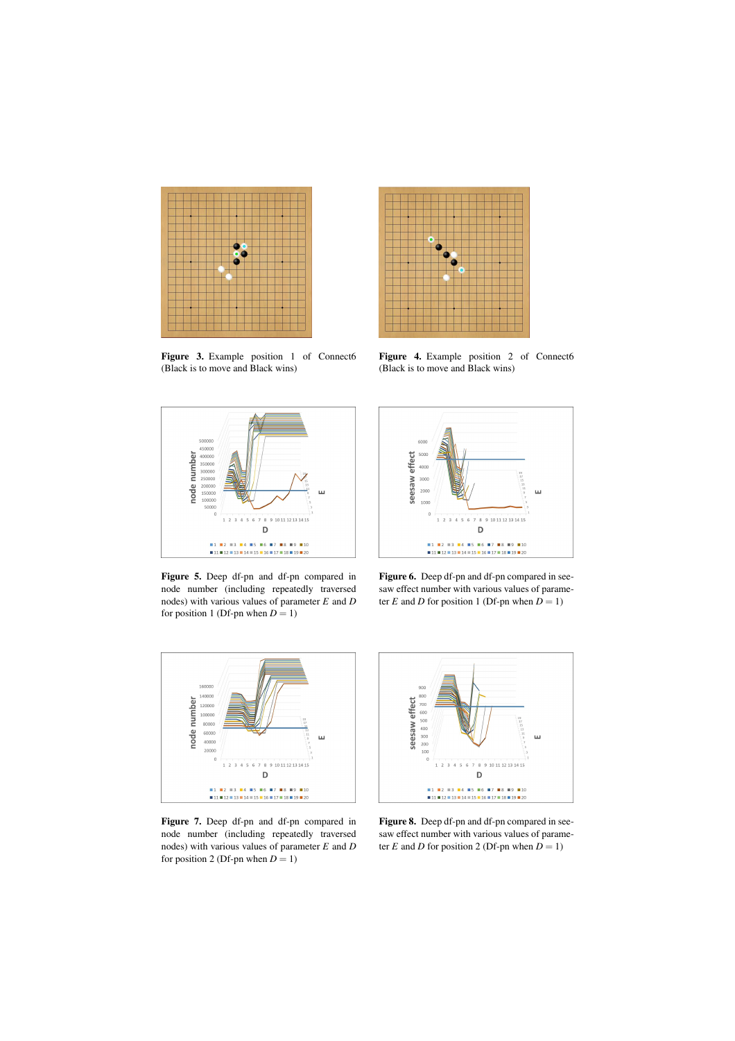**Figure 3.** Example position 1 of Connect6 (Black is to move and Black wins)

**Figure 4.** Example position 2 of Connect6 (Black is to move and Black wins)

**Figure 5.** Deep df-pn and df-pn compared in node number (including repeatedly traversed nodes) with various values of parameter $E$ and $D$ for position 1 (Df-pn when $D = 1$)

**Figure 6.** Deep df-pn and df-pn compared in seesaw effect number with various values of parameter $E$ and $D$ for position 1 (Df-pn when $D = 1$)

**Figure 7.** Deep df-pn and df-pn compared in node number (including repeatedly traversed nodes) with various values of parameter $E$ and $D$ for position 2 (Df-pn when $D = 1$)

**Figure 8.** Deep df-pn and df-pn compared in seesaw effect number with various values of parameter $E$ and $D$ for position 2 (Df-pn when $D = 1$)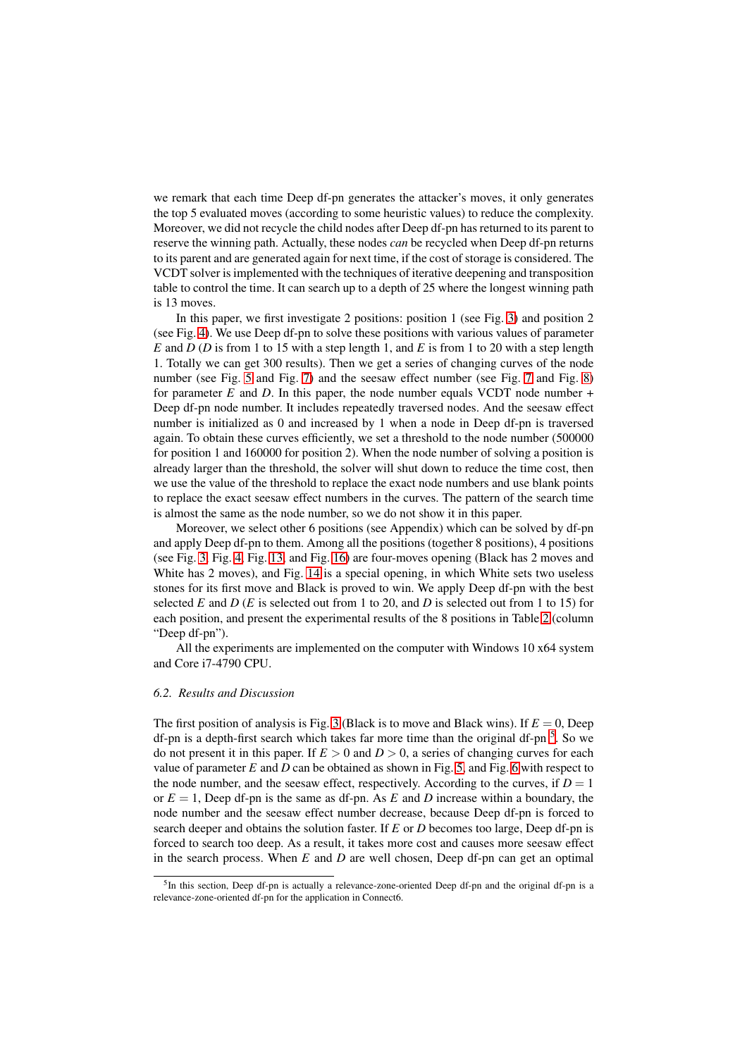we remark that each time Deep df-pn generates the attacker's moves, it only generates the top 5 evaluated moves (according to some heuristic values) to reduce the complexity. Moreover, we did not recycle the child nodes after Deep df-pn has returned to its parent to reserve the winning path. Actually, these nodes *can* be recycled when Deep df-pn returns to its parent and are generated again for next time, if the cost of storage is considered. The VCDT solver is implemented with the techniques of iterative deepening and transposition table to control the time. It can search up to a depth of 25 where the longest winning path is 13 moves.

In this paper, we first investigate 2 positions: position 1 (see Fig. 3) and position 2 (see Fig. 4). We use Deep df-pn to solve these positions with various values of parameter $E$ and $D$ ($D$ is from 1 to 15 with a step length 1, and $E$ is from 1 to 20 with a step length 1. Totally we can get 300 results). Then we get a series of changing curves of the node number (see Fig. 5 and Fig. 7) and the seesaw effect number (see Fig. 7 and Fig. 8) for parameter $E$ and $D$. In this paper, the node number equals VCDT node number + Deep df-pn node number. It includes repeatedly traversed nodes. And the seesaw effect number is initialized as 0 and increased by 1 when a node in Deep df-pn is traversed again. To obtain these curves efficiently, we set a threshold to the node number (500000 for position 1 and 160000 for position 2). When the node number of solving a position is already larger than the threshold, the solver will shut down to reduce the time cost, then we use the value of the threshold to replace the exact node numbers and use blank points to replace the exact seesaw effect numbers in the curves. The pattern of the search time is almost the same as the node number, so we do not show it in this paper.

Moreover, we select other 6 positions (see Appendix) which can be solved by df-pn and apply Deep df-pn to them. Among all the positions (together 8 positions), 4 positions (see Fig. 3, Fig. 4, Fig. 13, and Fig. 16) are four-moves opening (Black has 2 moves and White has 2 moves), and Fig. 14 is a special opening, in which White sets two useless stones for its first move and Black is proved to win. We apply Deep df-pn with the best selected $E$ and $D$ ($E$ is selected out from 1 to 20, and $D$ is selected out from 1 to 15) for each position, and present the experimental results of the 8 positions in Table 2 (column "Deep df-pn").

All the experiments are implemented on the computer with Windows 10 x64 system and Core i7-4790 CPU.

### 6.2. Results and Discussion

The first position of analysis is Fig. 3 (Black is to move and Black wins). If $E = 0$, Deep df-pn is a depth-first search which takes far more time than the original df-pn[5]. So we do not present it in this paper. If $E > 0$ and $D > 0$, a series of changing curves for each value of parameter $E$ and $D$ can be obtained as shown in Fig. 5, and Fig. 6 with respect to the node number, and the seesaw effect, respectively. According to the curves, if $D = 1$ or $E = 1$, Deep df-pn is the same as df-pn. As $E$ and $D$ increase within a boundary, the node number and the seesaw effect number decrease, because Deep df-pn is forced to search deeper and obtains the solution faster. If $E$ or $D$ becomes too large, Deep df-pn is forced to search too deep. As a result, it takes more cost and causes more seesaw effect in the search process. When $E$ and $D$ are well chosen, Deep df-pn can get an optimal

[5] In this section, Deep df-pn is actually a relevance-zone-oriented Deep df-pn and the original df-pn is a relevance-zone-oriented df-pn for the application in Connect6.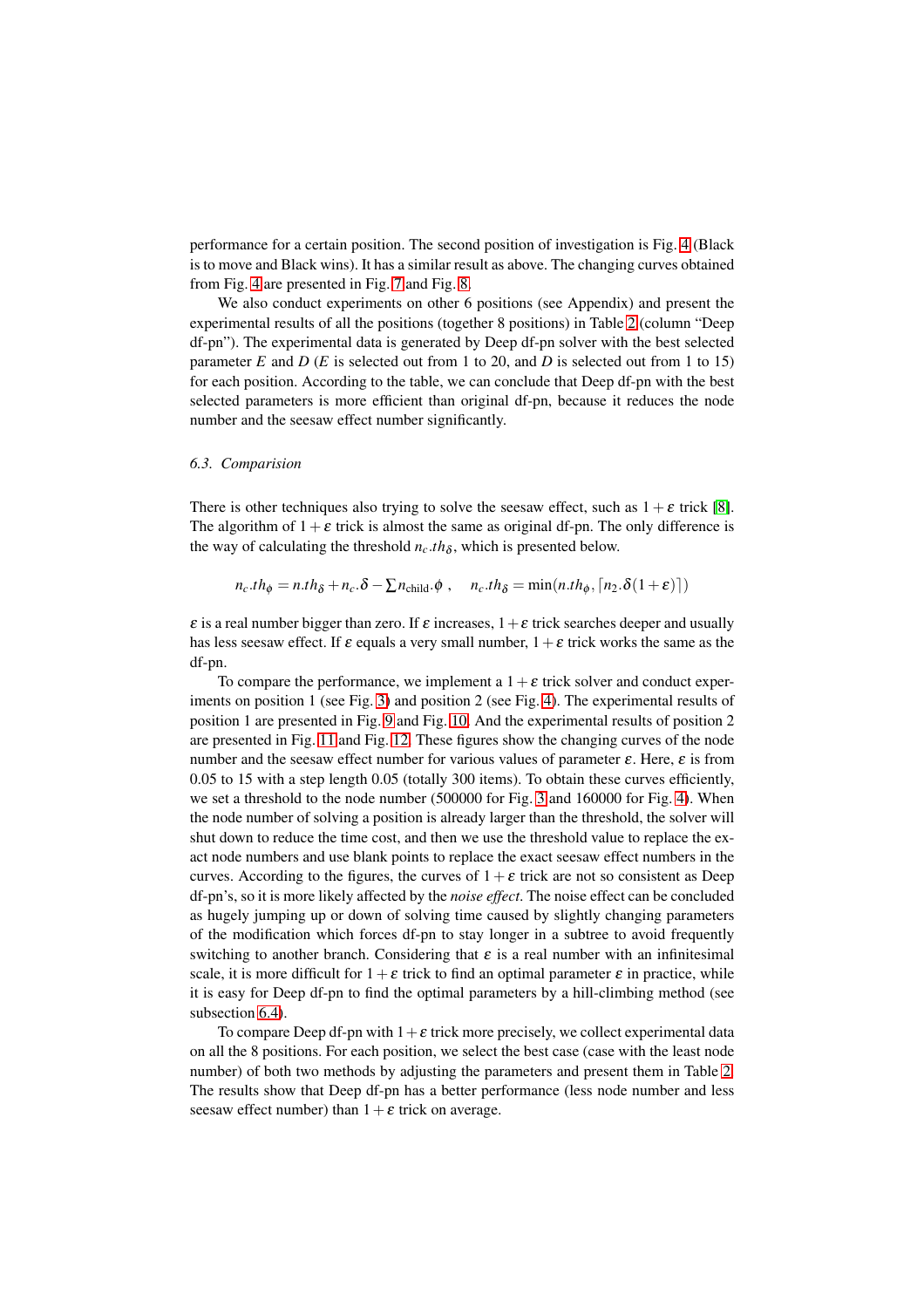performance for a certain position. The second position of investigation is Fig. 4 (Black is to move and Black wins). It has a similar result as above. The changing curves obtained from Fig. 4 are presented in Fig. 7 and Fig. 8.

We also conduct experiments on other 6 positions (see Appendix) and present the experimental results of all the positions (together 8 positions) in Table 2 (column "Deep df-pn"). The experimental data is generated by Deep df-pn solver with the best selected parameter $E$ and $D$ ($E$ is selected out from 1 to 20, and $D$ is selected out from 1 to 15) for each position. According to the table, we can conclude that Deep df-pn with the best selected parameters is more efficient than original df-pn, because it reduces the node number and the seesaw effect number significantly.

### 6.3. Comparision

There is other techniques also trying to solve the seesaw effect, such as $1+\varepsilon$ trick [8]. The algorithm of $1+\varepsilon$ trick is almost the same as original df-pn. The only difference is the way of calculating the threshold $n_c.th_\delta$, which is presented below.

$$n_c.th_\phi = n.th_\delta + n_c.\delta - \sum n_{\text{child}}.\phi \ , \quad n_c.th_\delta = \min(n.th_\phi, \lceil n_2.\delta(1+\varepsilon)\rceil)$$

$\varepsilon$ is a real number bigger than zero. If $\varepsilon$ increases, $1+\varepsilon$ trick searches deeper and usually has less seesaw effect. If $\varepsilon$ equals a very small number, $1+\varepsilon$ trick works the same as the df-pn.

To compare the performance, we implement a $1+\varepsilon$ trick solver and conduct experiments on position 1 (see Fig. 3) and position 2 (see Fig. 4). The experimental results of position 1 are presented in Fig. 9 and Fig. 10. And the experimental results of position 2 are presented in Fig. 11 and Fig. 12. These figures show the changing curves of the node number and the seesaw effect number for various values of parameter $\varepsilon$. Here, $\varepsilon$ is from 0.05 to 15 with a step length 0.05 (totally 300 items). To obtain these curves efficiently, we set a threshold to the node number (500000 for Fig. 3 and 160000 for Fig. 4). When the node number of solving a position is already larger than the threshold, the solver will shut down to reduce the time cost, and then we use the threshold value to replace the exact node numbers and use blank points to replace the exact seesaw effect numbers in the curves. According to the figures, the curves of $1+\varepsilon$ trick are not so consistent as Deep df-pn's, so it is more likely affected by the *noise effect*. The noise effect can be concluded as hugely jumping up or down of solving time caused by slightly changing parameters of the modification which forces df-pn to stay longer in a subtree to avoid frequently switching to another branch. Considering that $\varepsilon$ is a real number with an infinitesimal scale, it is more difficult for $1+\varepsilon$ trick to find an optimal parameter $\varepsilon$ in practice, while it is easy for Deep df-pn to find the optimal parameters by a hill-climbing method (see subsection 6.4).

To compare Deep df-pn with $1+\varepsilon$ trick more precisely, we collect experimental data on all the 8 positions. For each position, we select the best case (case with the least node number) of both two methods by adjusting the parameters and present them in Table 2. The results show that Deep df-pn has a better performance (less node number and less seesaw effect number) than $1+\varepsilon$ trick on average.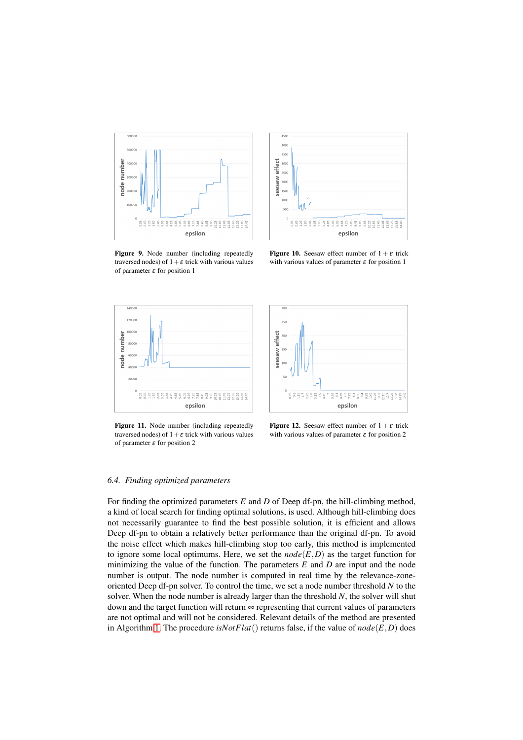**Figure 9.** Node number (including repeatedly traversed nodes) of $1+\varepsilon$ trick with various values of parameter $\varepsilon$ for position 1

**Figure 10.** Seesaw effect number of $1+\varepsilon$ trick with various values of parameter $\varepsilon$ for position 1

**Figure 11.** Node number (including repeatedly traversed nodes) of $1+\varepsilon$ trick with various values of parameter $\varepsilon$ for position 2

**Figure 12.** Seesaw effect number of $1+\varepsilon$ trick with various values of parameter $\varepsilon$ for position 2

### *6.4. Finding optimized parameters*

For finding the optimized parameters $E$ and $D$ of Deep df-pn, the hill-climbing method, a kind of local search for finding optimal solutions, is used. Although hill-climbing does not necessarily guarantee to find the best possible solution, it is efficient and allows Deep df-pn to obtain a relatively better performance than the original df-pn. To avoid the noise effect which makes hill-climbing stop too early, this method is implemented to ignore some local optimums. Here, we set the $node(E,D)$ as the target function for minimizing the value of the function. The parameters $E$ and $D$ are input and the node number is output. The node number is computed in real time by the relevance-zone-oriented Deep df-pn solver. To control the time, we set a node number threshold $N$ to the solver. When the node number is already larger than the threshold $N$, the solver will shut down and the target function will return $\infty$ representing that current values of parameters are not optimal and will not be considered. Relevant details of the method are presented in Algorithm 1. The procedure $isNotFlat()$ returns false, if the value of $node(E,D)$ does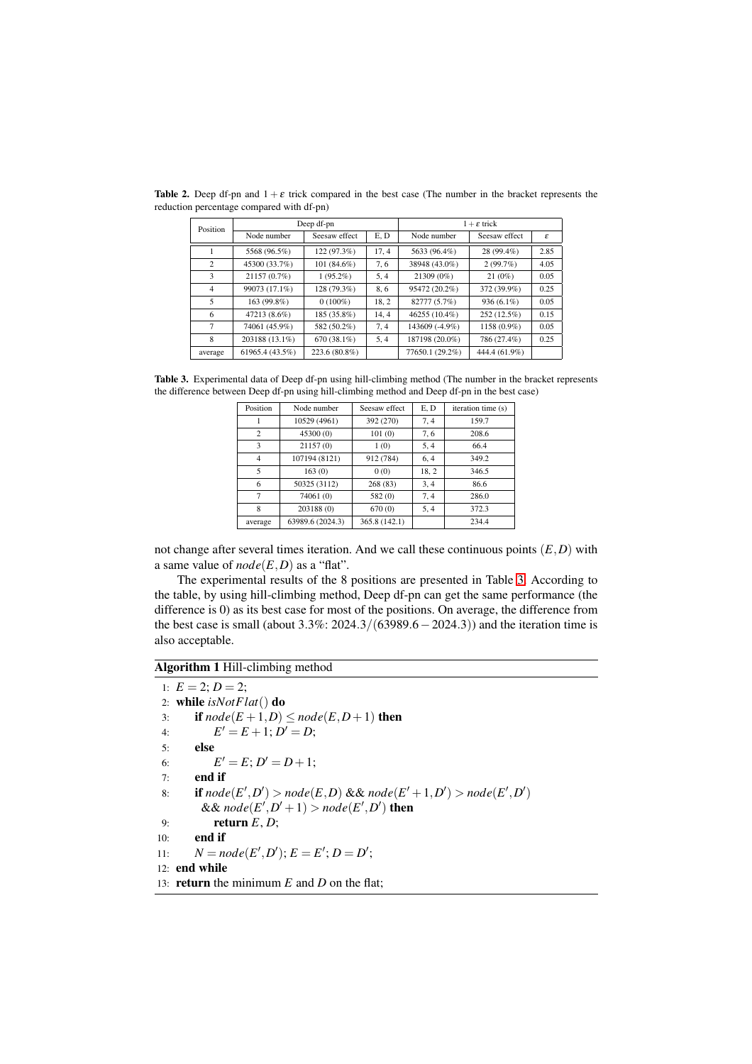**Table 2.** Deep df-pn and $1+\varepsilon$ trick compared in the best case (The number in the bracket represents the reduction percentage compared with df-pn)

| Position | Deep df-pn | | | $1+\varepsilon$ trick | | |
|---|---|---|---|---|---|---|
| | Node number | Seesaw effect | E, D | Node number | Seesaw effect | $\varepsilon$ |
| 1 | 5568 (96.5%) | 122 (97.3%) | 17, 4 | 5633 (96.4%) | 28 (99.4%) | 2.85 |
| 2 | 45300 (33.7%) | 101 (84.6%) | 7, 6 | 38948 (43.0%) | 2 (99.7%) | 4.05 |
| 3 | 21157 (0.7%) | 1 (95.2%) | 5, 4 | 21309 (0%) | 21 (0%) | 0.05 |
| 4 | 99073 (17.1%) | 128 (79.3%) | 8, 6 | 95472 (20.2%) | 372 (39.9%) | 0.25 |
| 5 | 163 (99.8%) | 0 (100%) | 18, 2 | 82777 (5.7%) | 936 (6.1%) | 0.05 |
| 6 | 47213 (8.6%) | 185 (35.8%) | 14, 4 | 46255 (10.4%) | 252 (12.5%) | 0.15 |
| 7 | 74061 (45.9%) | 582 (50.2%) | 7, 4 | 143609 (-4.9%) | 1158 (0.9%) | 0.05 |
| 8 | 203188 (13.1%) | 670 (38.1%) | 5, 4 | 187198 (20.0%) | 786 (27.4%) | 0.25 |
| average | 61965.4 (43.5%) | 223.6 (80.8%) | | 77650.1 (29.2%) | 444.4 (61.9%) | |

**Table 3.** Experimental data of Deep df-pn using hill-climbing method (The number in the bracket represents the difference between Deep df-pn using hill-climbing method and Deep df-pn in the best case)

| Position | Node number | Seesaw effect | E, D | iteration time (s) |
|---|---|---|---|---|
| 1 | 10529 (4961) | 392 (270) | 7, 4 | 159.7 |
| 2 | 45300 (0) | 101 (0) | 7, 6 | 208.6 |
| 3 | 21157 (0) | 1 (0) | 5, 4 | 66.4 |
| 4 | 107194 (8121) | 912 (784) | 6, 4 | 349.2 |
| 5 | 163 (0) | 0 (0) | 18, 2 | 346.5 |
| 6 | 50325 (3112) | 268 (83) | 3, 4 | 86.6 |
| 7 | 74061 (0) | 582 (0) | 7, 4 | 286.0 |
| 8 | 203188 (0) | 670 (0) | 5, 4 | 372.3 |
| average | 63989.6 (2024.3) | 365.8 (142.1) | | 234.4 |

not change after several times iteration. And we call these continuous points $(E,D)$ with a same value of $node(E,D)$ as a "flat".

The experimental results of the 8 positions are presented in Table 3. According to the table, by using hill-climbing method, Deep df-pn can get the same performance (the difference is 0) as its best case for most of the positions. On average, the difference from the best case is small (about 3.3%: $2024.3/(63989.6-2024.3)$) and the iteration time is also acceptable.

**Algorithm 1** Hill-climbing method

1: $E=2$; $D=2$;
2: **while** $isNotFlat()$ **do**
3: &nbsp;&nbsp;&nbsp;&nbsp;**if** $node(E+1,D) \le node(E,D+1)$ **then**
4: &nbsp;&nbsp;&nbsp;&nbsp;&nbsp;&nbsp;&nbsp;&nbsp;$E'=E+1$; $D'=D$;
5: &nbsp;&nbsp;&nbsp;&nbsp;**else**
6: &nbsp;&nbsp;&nbsp;&nbsp;&nbsp;&nbsp;&nbsp;&nbsp;$E'=E$; $D'=D+1$;
7: &nbsp;&nbsp;&nbsp;&nbsp;**end if**
8: &nbsp;&nbsp;&nbsp;&nbsp;**if** $node(E',D') > node(E,D)$ && $node(E'+1,D') > node(E',D')$ && $node(E',D'+1) > node(E',D')$ **then**
9: &nbsp;&nbsp;&nbsp;&nbsp;&nbsp;&nbsp;&nbsp;&nbsp;**return** $E$, $D$;
10: &nbsp;&nbsp;&nbsp;**end if**
11: &nbsp;&nbsp;&nbsp;$N=node(E',D')$; $E=E'$; $D=D'$;
12: **end while**
13: **return** the minimum $E$ and $D$ on the flat;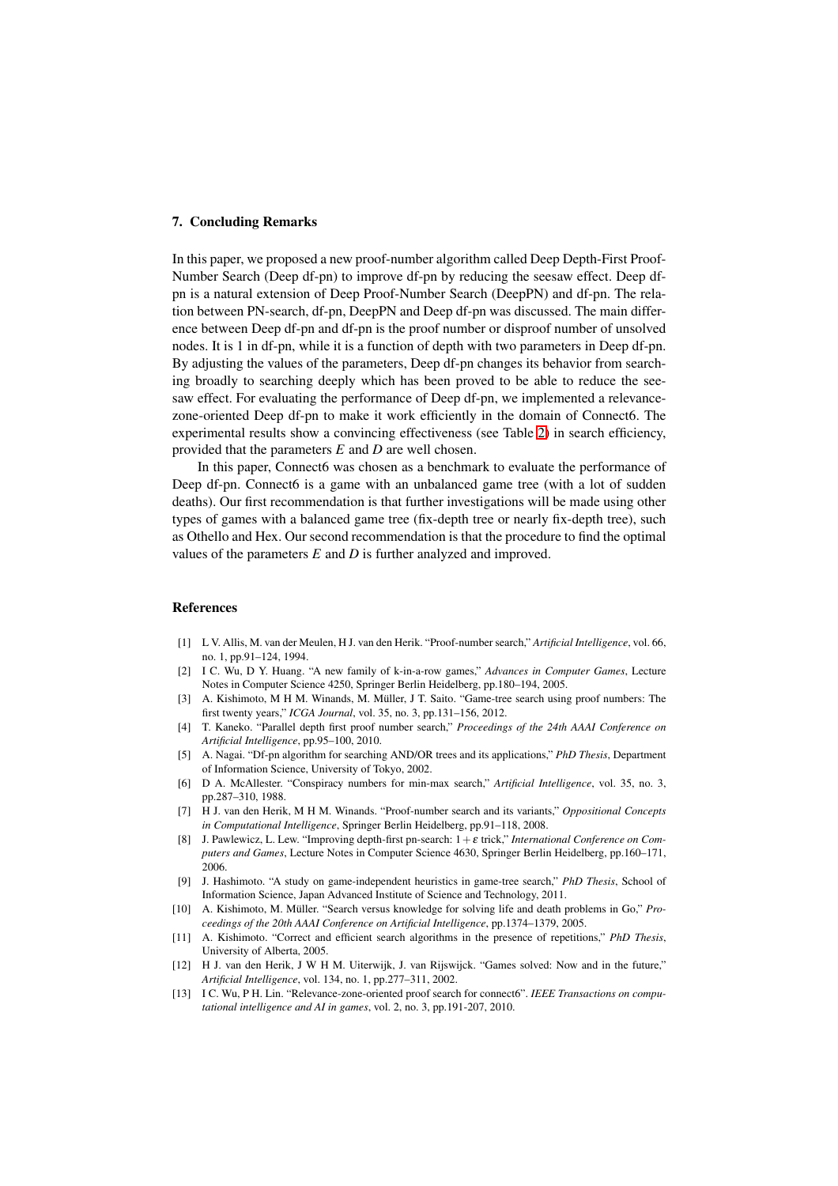## 7. Concluding Remarks

In this paper, we proposed a new proof-number algorithm called Deep Depth-First Proof-Number Search (Deep df-pn) to improve df-pn by reducing the seesaw effect. Deep df-pn is a natural extension of Deep Proof-Number Search (DeepPN) and df-pn. The relation between PN-search, df-pn, DeepPN and Deep df-pn was discussed. The main difference between Deep df-pn and df-pn is the proof number or disproof number of unsolved nodes. It is 1 in df-pn, while it is a function of depth with two parameters in Deep df-pn. By adjusting the values of the parameters, Deep df-pn changes its behavior from searching broadly to searching deeply which has been proved to be able to reduce the seesaw effect. For evaluating the performance of Deep df-pn, we implemented a relevance-zone-oriented Deep df-pn to make it work efficiently in the domain of Connect6. The experimental results show a convincing effectiveness (see Table 2) in search efficiency, provided that the parameters $E$ and $D$ are well chosen.

In this paper, Connect6 was chosen as a benchmark to evaluate the performance of Deep df-pn. Connect6 is a game with an unbalanced game tree (with a lot of sudden deaths). Our first recommendation is that further investigations will be made using other types of games with a balanced game tree (fix-depth tree or nearly fix-depth tree), such as Othello and Hex. Our second recommendation is that the procedure to find the optimal values of the parameters $E$ and $D$ is further analyzed and improved.

## References

[1] L V. Allis, M. van der Meulen, H J. van den Herik. "Proof-number search," *Artificial Intelligence*, vol. 66, no. 1, pp.91–124, 1994.

[2] I C. Wu, D Y. Huang. "A new family of k-in-a-row games," *Advances in Computer Games*, Lecture Notes in Computer Science 4250, Springer Berlin Heidelberg, pp.180–194, 2005.

[3] A. Kishimoto, M H M. Winands, M. Müller, J T. Saito. "Game-tree search using proof numbers: The first twenty years," *ICGA Journal*, vol. 35, no. 3, pp.131–156, 2012.

[4] T. Kaneko. "Parallel depth first proof number search," *Proceedings of the 24th AAAI Conference on Artificial Intelligence*, pp.95–100, 2010.

[5] A. Nagai. "Df-pn algorithm for searching AND/OR trees and its applications," *PhD Thesis*, Department of Information Science, University of Tokyo, 2002.

[6] D A. McAllester. "Conspiracy numbers for min-max search," *Artificial Intelligence*, vol. 35, no. 3, pp.287–310, 1988.

[7] H J. van den Herik, M H M. Winands. "Proof-number search and its variants," *Oppositional Concepts in Computational Intelligence*, Springer Berlin Heidelberg, pp.91–118, 2008.

[8] J. Pawlewicz, L. Lew. "Improving depth-first pn-search: $1+\varepsilon$ trick," *International Conference on Computers and Games*, Lecture Notes in Computer Science 4630, Springer Berlin Heidelberg, pp.160–171, 2006.

[9] J. Hashimoto. "A study on game-independent heuristics in game-tree search," *PhD Thesis*, School of Information Science, Japan Advanced Institute of Science and Technology, 2011.

[10] A. Kishimoto, M. Müller. "Search versus knowledge for solving life and death problems in Go," *Proceedings of the 20th AAAI Conference on Artificial Intelligence*, pp.1374–1379, 2005.

[11] A. Kishimoto. "Correct and efficient search algorithms in the presence of repetitions," *PhD Thesis*, University of Alberta, 2005.

[12] H J. van den Herik, J W H M. Uiterwijk, J. van Rijswijck. "Games solved: Now and in the future," *Artificial Intelligence*, vol. 134, no. 1, pp.277–311, 2002.

[13] I C. Wu, P H. Lin. "Relevance-zone-oriented proof search for connect6". *IEEE Transactions on computational intelligence and AI in games*, vol. 2, no. 3, pp.191-207, 2010.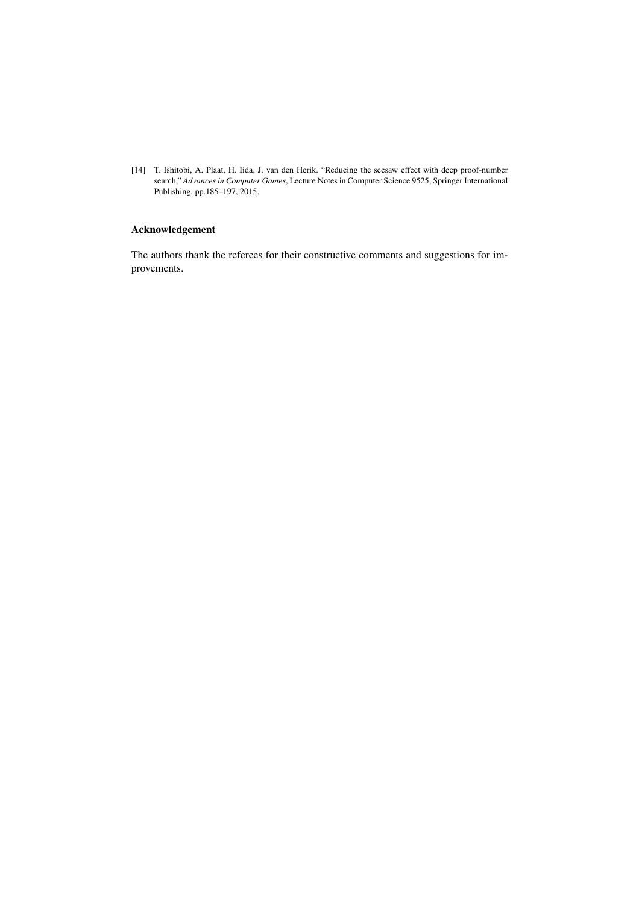[14] T. Ishitobi, A. Plaat, H. Iida, J. van den Herik. "Reducing the seesaw effect with deep proof-number search," *Advances in Computer Games*, Lecture Notes in Computer Science 9525, Springer International Publishing, pp.185–197, 2015.

## Acknowledgement

The authors thank the referees for their constructive comments and suggestions for improvements.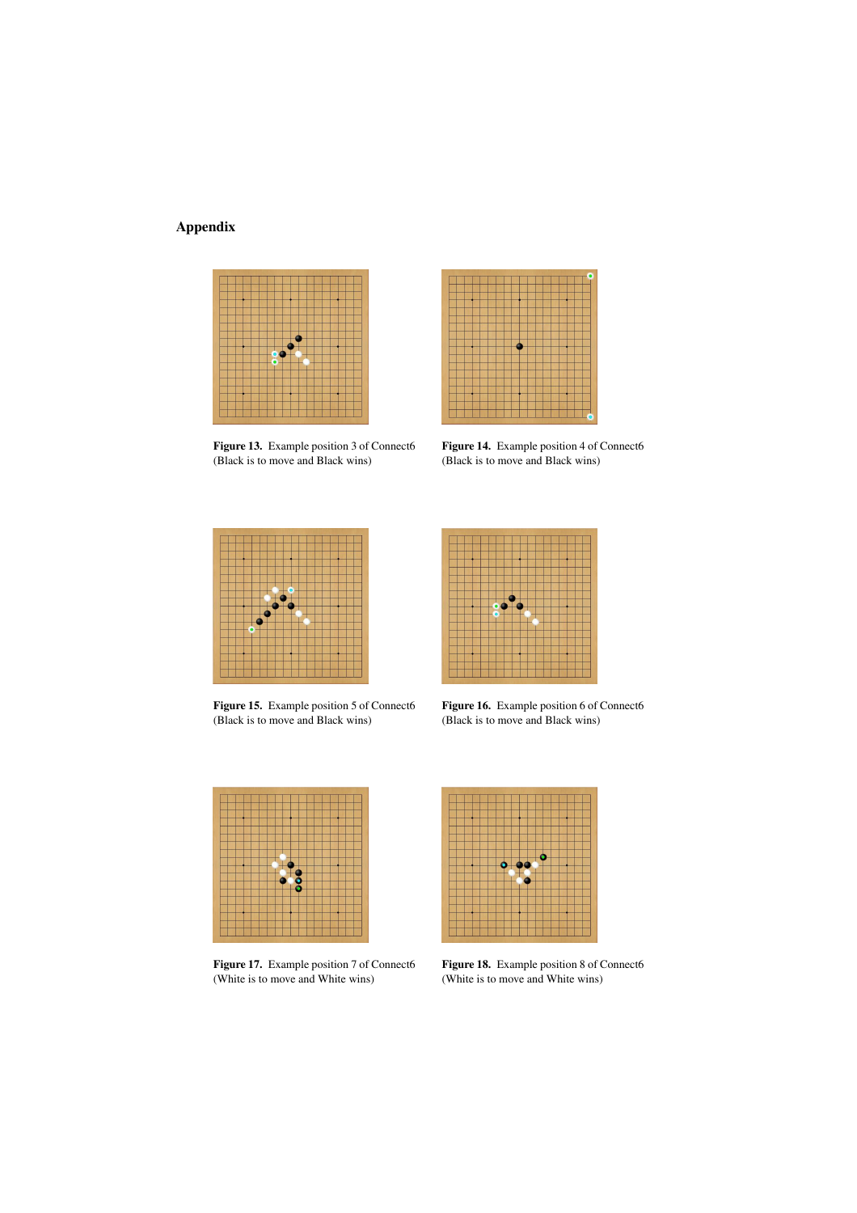## Appendix

**Figure 13.** Example position 3 of Connect6 (Black is to move and Black wins)

**Figure 14.** Example position 4 of Connect6 (Black is to move and Black wins)

**Figure 15.** Example position 5 of Connect6 (Black is to move and Black wins)

**Figure 16.** Example position 6 of Connect6 (Black is to move and Black wins)

**Figure 17.** Example position 7 of Connect6 (White is to move and White wins)

**Figure 18.** Example position 8 of Connect6 (White is to move and White wins)